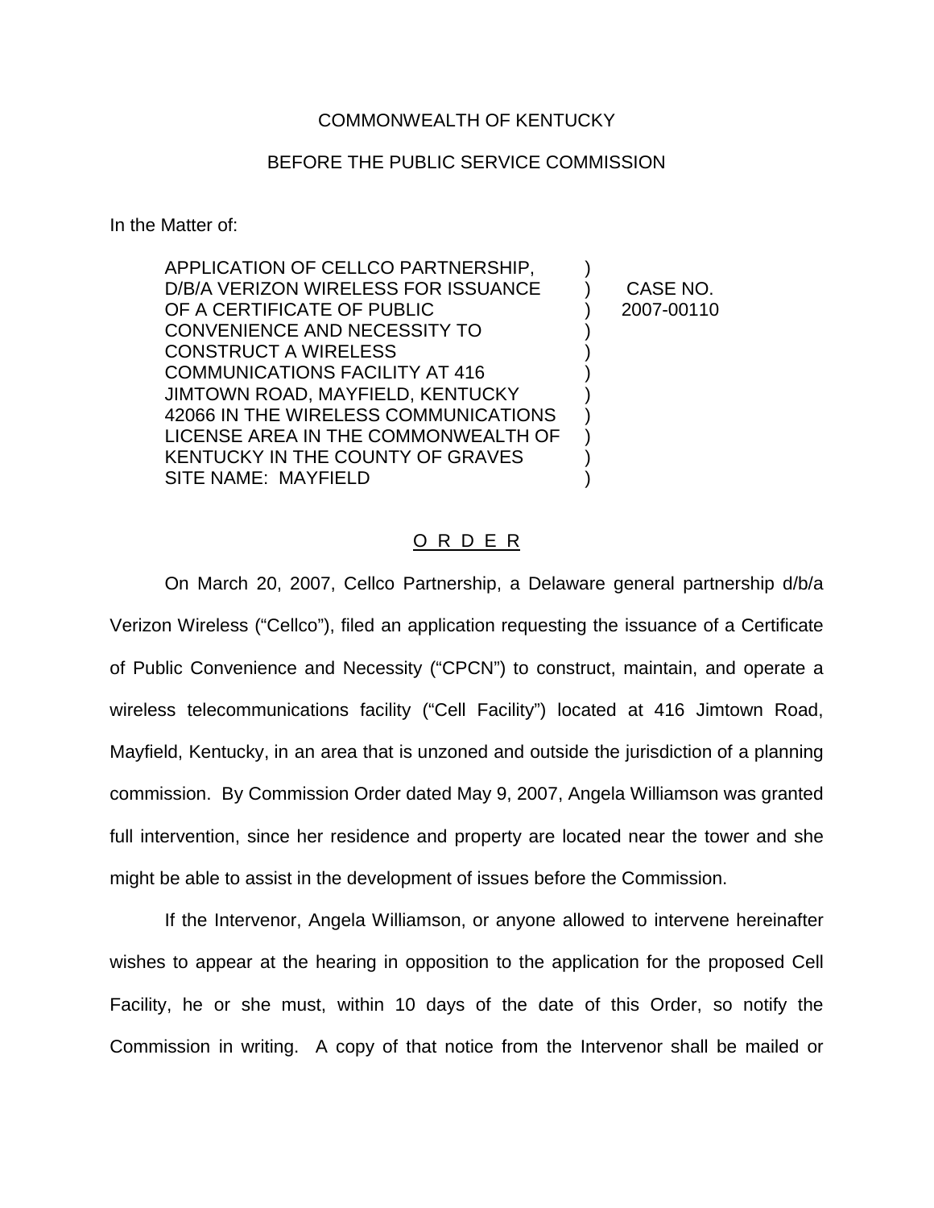COMMONWEALTH OF KENTUCKY

BEFORE THE PUBLIC SERVICE COMMISSION

In the Matter of:

| | | |
|---|---|---|
| APPLICATION OF CELLCO PARTNERSHIP, D/B/A VERIZON WIRELESS FOR ISSUANCE OF A CERTIFICATE OF PUBLIC CONVENIENCE AND NECESSITY TO CONSTRUCT A WIRELESS COMMUNICATIONS FACILITY AT 416 JIMTOWN ROAD, MAYFIELD, KENTUCKY 42066 IN THE WIRELESS COMMUNICATIONS LICENSE AREA IN THE COMMONWEALTH OF KENTUCKY IN THE COUNTY OF GRAVES SITE NAME: MAYFIELD | ) | CASE NO. 2007-00110 |

O R D E R

On March 20, 2007, Cellco Partnership, a Delaware general partnership d/b/a Verizon Wireless ("Cellco"), filed an application requesting the issuance of a Certificate of Public Convenience and Necessity ("CPCN") to construct, maintain, and operate a wireless telecommunications facility ("Cell Facility") located at 416 Jimtown Road, Mayfield, Kentucky, in an area that is unzoned and outside the jurisdiction of a planning commission. By Commission Order dated May 9, 2007, Angela Williamson was granted full intervention, since her residence and property are located near the tower and she might be able to assist in the development of issues before the Commission.

If the Intervenor, Angela Williamson, or anyone allowed to intervene hereinafter wishes to appear at the hearing in opposition to the application for the proposed Cell Facility, he or she must, within 10 days of the date of this Order, so notify the Commission in writing. A copy of that notice from the Intervenor shall be mailed or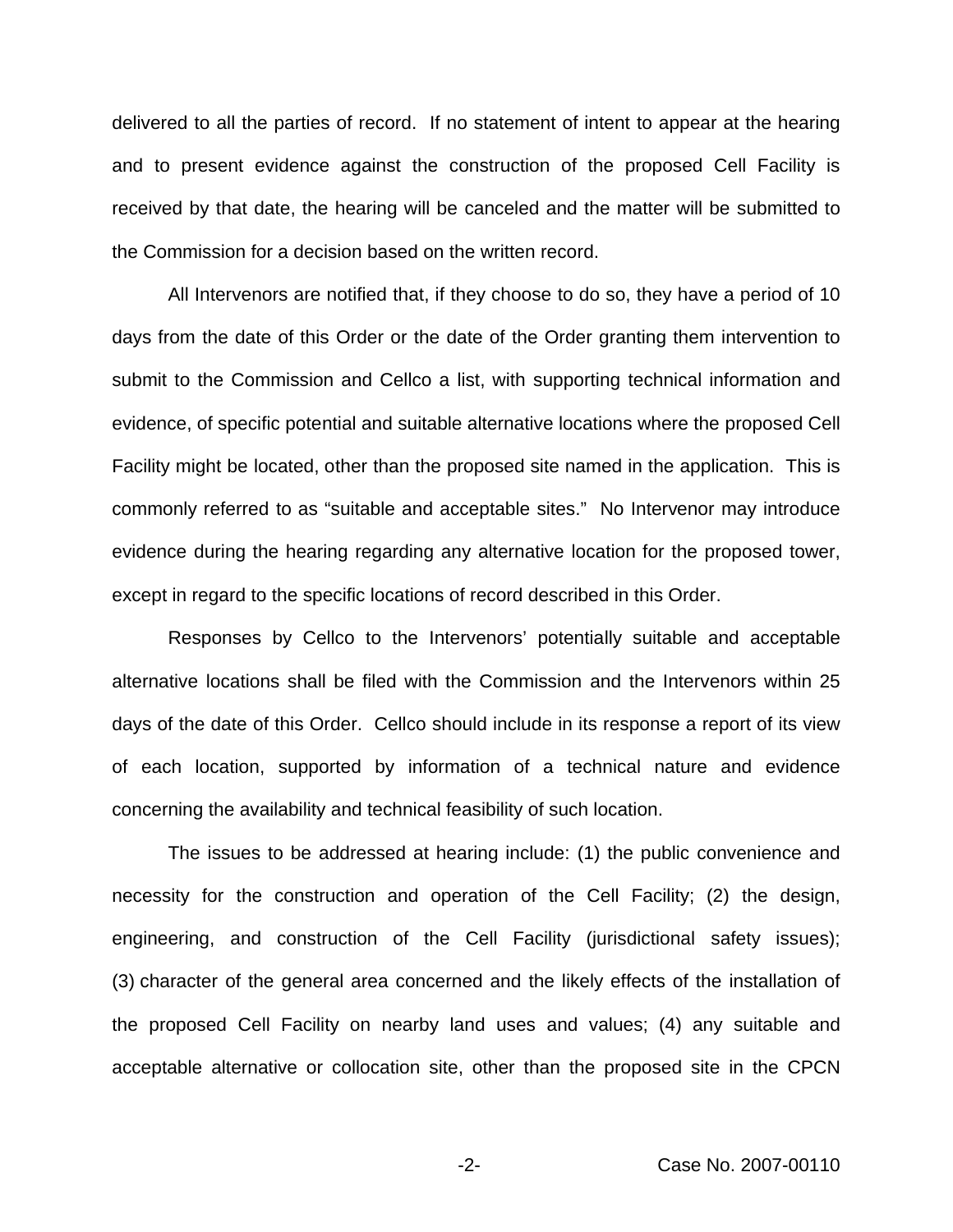delivered to all the parties of record. If no statement of intent to appear at the hearing and to present evidence against the construction of the proposed Cell Facility is received by that date, the hearing will be canceled and the matter will be submitted to the Commission for a decision based on the written record.

All Intervenors are notified that, if they choose to do so, they have a period of 10 days from the date of this Order or the date of the Order granting them intervention to submit to the Commission and Cellco a list, with supporting technical information and evidence, of specific potential and suitable alternative locations where the proposed Cell Facility might be located, other than the proposed site named in the application. This is commonly referred to as "suitable and acceptable sites." No Intervenor may introduce evidence during the hearing regarding any alternative location for the proposed tower, except in regard to the specific locations of record described in this Order.

Responses by Cellco to the Intervenors' potentially suitable and acceptable alternative locations shall be filed with the Commission and the Intervenors within 25 days of the date of this Order. Cellco should include in its response a report of its view of each location, supported by information of a technical nature and evidence concerning the availability and technical feasibility of such location.

The issues to be addressed at hearing include: (1) the public convenience and necessity for the construction and operation of the Cell Facility; (2) the design, engineering, and construction of the Cell Facility (jurisdictional safety issues); (3) character of the general area concerned and the likely effects of the installation of the proposed Cell Facility on nearby land uses and values; (4) any suitable and acceptable alternative or collocation site, other than the proposed site in the CPCN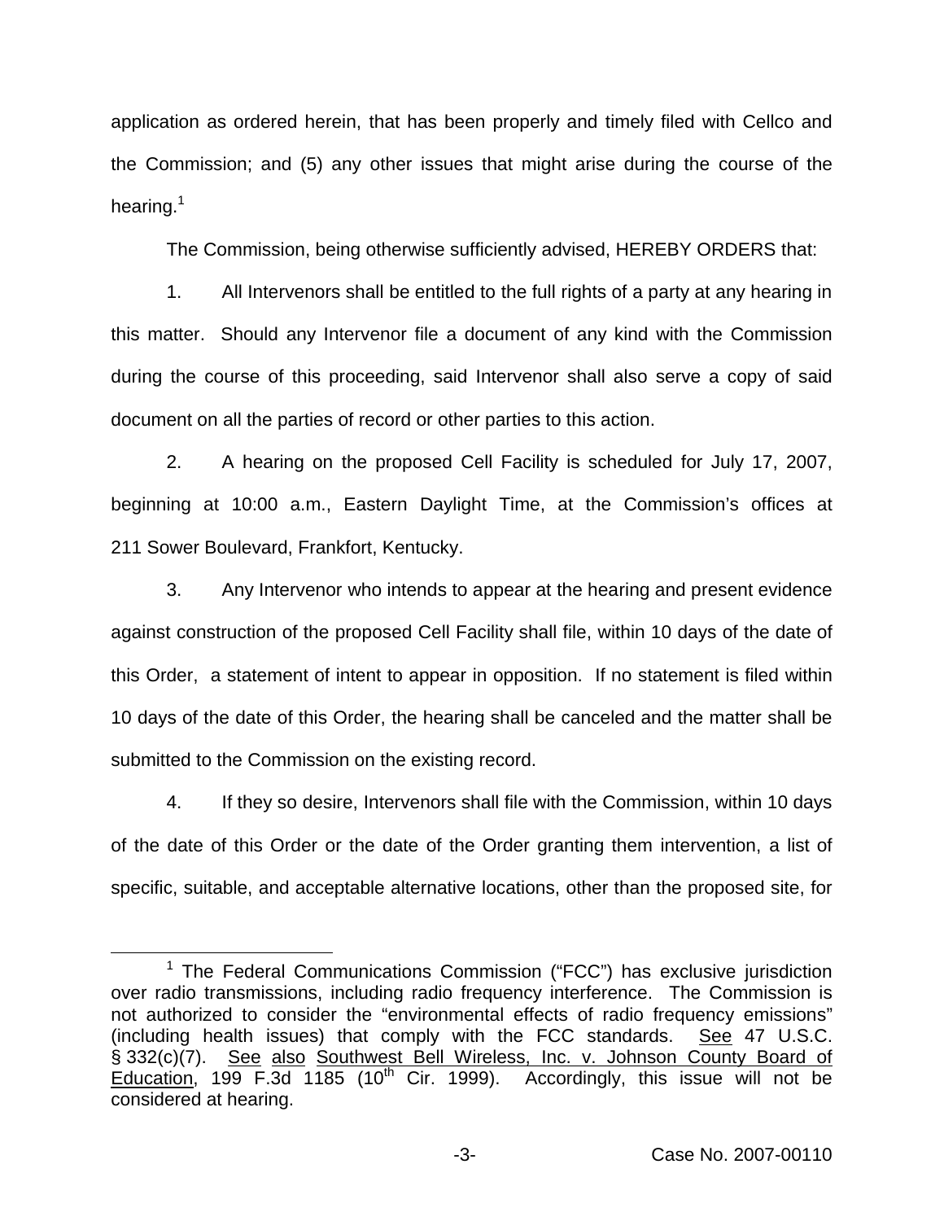application as ordered herein, that has been properly and timely filed with Cellco and the Commission; and (5) any other issues that might arise during the course of the hearing.[1]

The Commission, being otherwise sufficiently advised, HEREBY ORDERS that:

1. All Intervenors shall be entitled to the full rights of a party at any hearing in this matter. Should any Intervenor file a document of any kind with the Commission during the course of this proceeding, said Intervenor shall also serve a copy of said document on all the parties of record or other parties to this action.

2. A hearing on the proposed Cell Facility is scheduled for July 17, 2007, beginning at 10:00 a.m., Eastern Daylight Time, at the Commission's offices at 211 Sower Boulevard, Frankfort, Kentucky.

3. Any Intervenor who intends to appear at the hearing and present evidence against construction of the proposed Cell Facility shall file, within 10 days of the date of this Order, a statement of intent to appear in opposition. If no statement is filed within 10 days of the date of this Order, the hearing shall be canceled and the matter shall be submitted to the Commission on the existing record.

4. If they so desire, Intervenors shall file with the Commission, within 10 days of the date of this Order or the date of the Order granting them intervention, a list of specific, suitable, and acceptable alternative locations, other than the proposed site, for

---

[1] The Federal Communications Commission ("FCC") has exclusive jurisdiction over radio transmissions, including radio frequency interference. The Commission is not authorized to consider the "environmental effects of radio frequency emissions" (including health issues) that comply with the FCC standards. See 47 U.S.C. § 332(c)(7). See also Southwest Bell Wireless, Inc. v. Johnson County Board of Education, 199 F.3d 1185 (10th Cir. 1999). Accordingly, this issue will not be considered at hearing.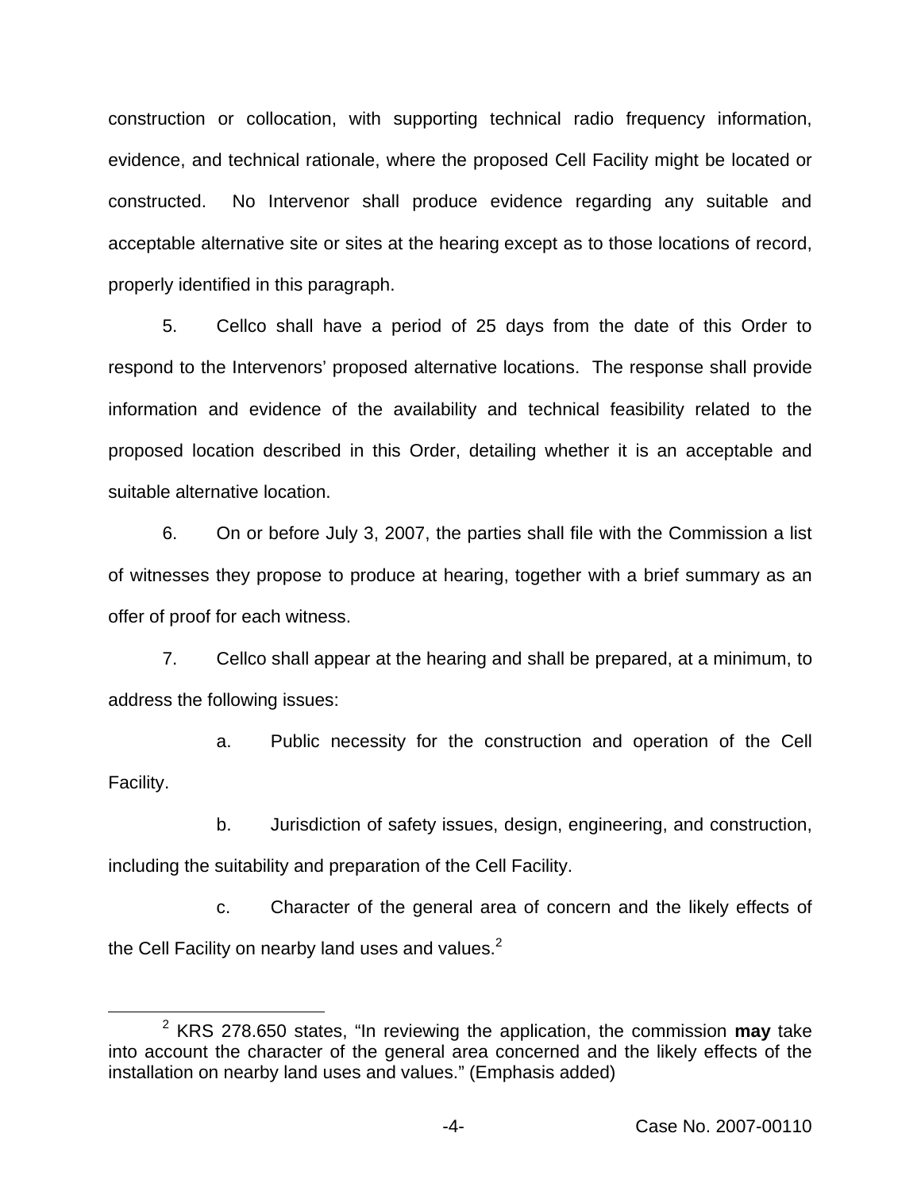construction or collocation, with supporting technical radio frequency information, evidence, and technical rationale, where the proposed Cell Facility might be located or constructed. No Intervenor shall produce evidence regarding any suitable and acceptable alternative site or sites at the hearing except as to those locations of record, properly identified in this paragraph.

5. Cellco shall have a period of 25 days from the date of this Order to respond to the Intervenors' proposed alternative locations. The response shall provide information and evidence of the availability and technical feasibility related to the proposed location described in this Order, detailing whether it is an acceptable and suitable alternative location.

6. On or before July 3, 2007, the parties shall file with the Commission a list of witnesses they propose to produce at hearing, together with a brief summary as an offer of proof for each witness.

7. Cellco shall appear at the hearing and shall be prepared, at a minimum, to address the following issues:

a. Public necessity for the construction and operation of the Cell Facility.

b. Jurisdiction of safety issues, design, engineering, and construction, including the suitability and preparation of the Cell Facility.

c. Character of the general area of concern and the likely effects of the Cell Facility on nearby land uses and values.[2]

---

[2] KRS 278.650 states, "In reviewing the application, the commission **may** take into account the character of the general area concerned and the likely effects of the installation on nearby land uses and values." (Emphasis added)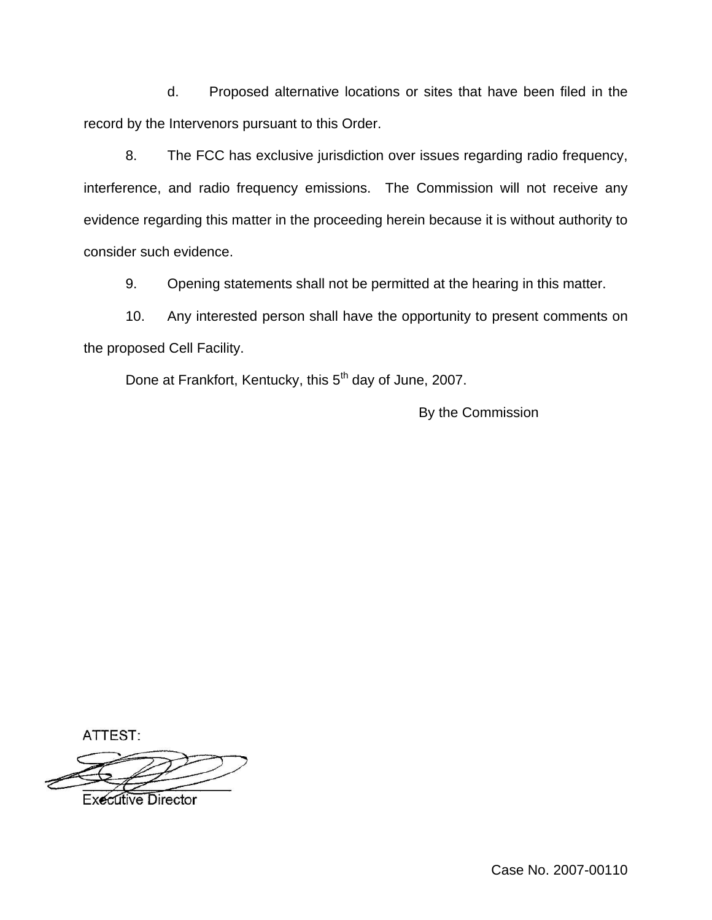d. Proposed alternative locations or sites that have been filed in the record by the Intervenors pursuant to this Order.

8. The FCC has exclusive jurisdiction over issues regarding radio frequency, interference, and radio frequency emissions. The Commission will not receive any evidence regarding this matter in the proceeding herein because it is without authority to consider such evidence.

9. Opening statements shall not be permitted at the hearing in this matter.

10. Any interested person shall have the opportunity to present comments on the proposed Cell Facility.

Done at Frankfort, Kentucky, this 5th day of June, 2007.

By the Commission

ATTEST:

Executive Director

Case No. 2007-00110